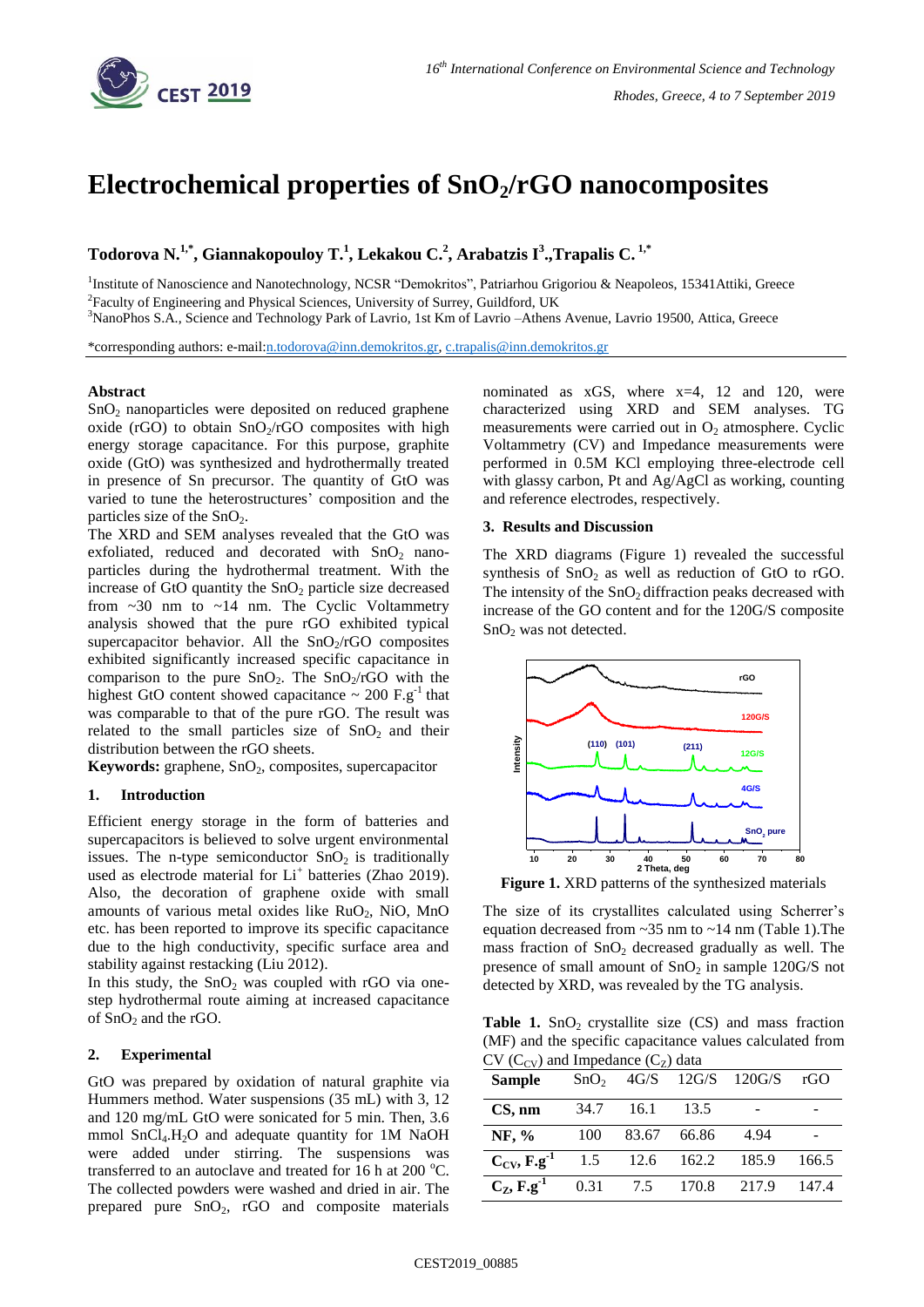# Electrochemical properties of $SnO_2$/rGO nanocomposites

**Todorova N.[1,*], Giannakopouloy T.[1], Lekakou C.[2], Arabatzis I[3].,Trapalis C.[1,*]**

[1]Institute of Nanoscience and Nanotechnology, NCSR "Demokritos", Patriarhou Grigoriou & Neapoleos, 15341Attiki, Greece
[2]Faculty of Engineering and Physical Sciences, University of Surrey, Guildford, UK
[3]NanoPhos S.A., Science and Technology Park of Lavrio, 1st Km of Lavrio –Athens Avenue, Lavrio 19500, Attica, Greece

*corresponding authors: e-mail:n.todorova@inn.demokritos.gr, c.trapalis@inn.demokritos.gr

## Abstract

$SnO_2$ nanoparticles were deposited on reduced graphene oxide (rGO) to obtain $SnO_2$/rGO composites with high energy storage capacitance. For this purpose, graphite oxide (GtO) was synthesized and hydrothermally treated in presence of Sn precursor. The quantity of GtO was varied to tune the heterostructures' composition and the particles size of the $SnO_2$.

The XRD and SEM analyses revealed that the GtO was exfoliated, reduced and decorated with $SnO_2$ nano-particles during the hydrothermal treatment. With the increase of GtO quantity the $SnO_2$ particle size decreased from ~30 nm to ~14 nm. The Cyclic Voltammetry analysis showed that the pure rGO exhibited typical supercapacitor behavior. All the $SnO_2$/rGO composites exhibited significantly increased specific capacitance in comparison to the pure $SnO_2$. The $SnO_2$/rGO with the highest GtO content showed capacitance ~ 200 $F.g^{-1}$ that was comparable to that of the pure rGO. The result was related to the small particles size of $SnO_2$ and their distribution between the rGO sheets.

**Keywords:** graphene, $SnO_2$, composites, supercapacitor

## 1. Introduction

Efficient energy storage in the form of batteries and supercapacitors is believed to solve urgent environmental issues. The n-type semiconductor $SnO_2$ is traditionally used as electrode material for $Li^+$ batteries (Zhao 2019). Also, the decoration of graphene oxide with small amounts of various metal oxides like $RuO_2$, NiO, MnO etc. has been reported to improve its specific capacitance due to the high conductivity, specific surface area and stability against restacking (Liu 2012).

In this study, the $SnO_2$ was coupled with rGO via one-step hydrothermal route aiming at increased capacitance of $SnO_2$ and the rGO.

## 2. Experimental

GtO was prepared by oxidation of natural graphite via Hummers method. Water suspensions (35 mL) with 3, 12 and 120 mg/mL GtO were sonicated for 5 min. Then, 3.6 mmol $SnCl_4.H_2O$ and adequate quantity for 1M NaOH were added under stirring. The suspensions was transferred to an autoclave and treated for 16 h at 200 $^oC$. The collected powders were washed and dried in air. The prepared pure $SnO_2$, rGO and composite materials nominated as xGS, where x=4, 12 and 120, were characterized using XRD and SEM analyses. TG measurements were carried out in $O_2$ atmosphere. Cyclic Voltammetry (CV) and Impedance measurements were performed in 0.5M KCl employing three-electrode cell with glassy carbon, Pt and Ag/AgCl as working, counting and reference electrodes, respectively.

## 3. Results and Discussion

The XRD diagrams (Figure 1) revealed the successful synthesis of $SnO_2$ as well as reduction of GtO to rGO. The intensity of the $SnO_2$ diffraction peaks decreased with increase of the GO content and for the 120G/S composite $SnO_2$ was not detected.

**Figure 1.** XRD patterns of the synthesized materials

The size of its crystallites calculated using Scherrer's equation decreased from ~35 nm to ~14 nm (Table 1).The mass fraction of $SnO_2$ decreased gradually as well. The presence of small amount of $SnO_2$ in sample 120G/S not detected by XRD, was revealed by the TG analysis.

**Table 1.** $SnO_2$ crystallite size (CS) and mass fraction (MF) and the specific capacitance values calculated from CV ($C_{CV}$) and Impedance ($C_Z$) data

| Sample | $SnO_2$ | 4G/S | 12G/S | 120G/S | rGO |
|---|---|---|---|---|---|
| CS, nm | 34.7 | 16.1 | 13.5 | - | - |
| NF, % | 100 | 83.67 | 66.86 | 4.94 | - |
| $C_{CV}$, $F.g^{-1}$ | 1.5 | 12.6 | 162.2 | 185.9 | 166.5 |
| $C_Z$, $F.g^{-1}$ | 0.31 | 7.5 | 170.8 | 217.9 | 147.4 |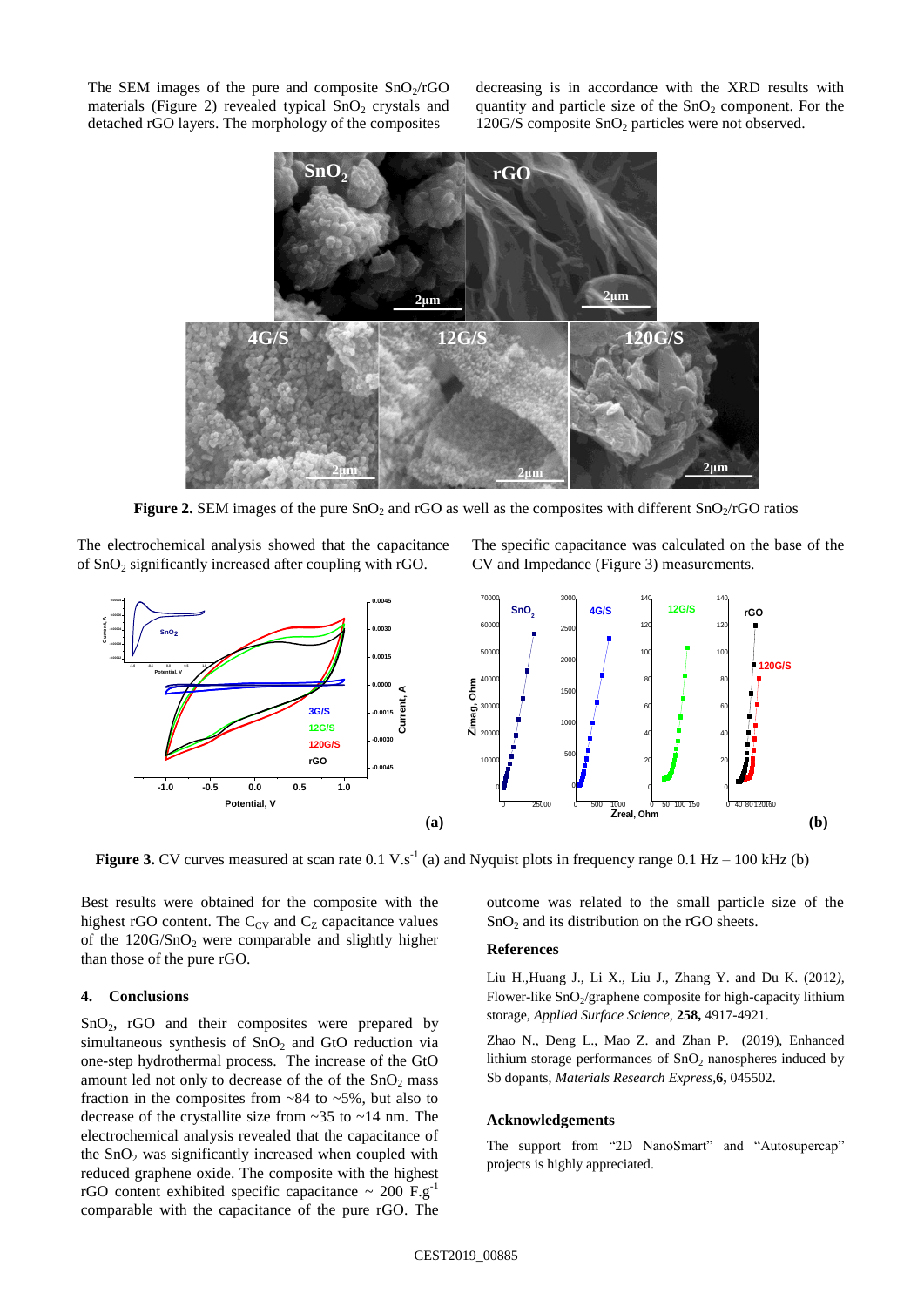The SEM images of the pure and composite $SnO_2$/rGO materials (Figure 2) revealed typical $SnO_2$ crystals and detached rGO layers. The morphology of the composites decreasing is in accordance with the XRD results with quantity and particle size of the $SnO_2$ component. For the 120G/S composite $SnO_2$ particles were not observed.

SnO2
rGO
2μm
2μm
4G/S
12G/S
120G/S
2μm
2μm
2μm

**Figure 2.** SEM images of the pure $SnO_2$ and rGO as well as the composites with different $SnO_2$/rGO ratios

The electrochemical analysis showed that the capacitance of $SnO_2$ significantly increased after coupling with rGO. The specific capacitance was calculated on the base of the CV and Impedance (Figure 3) measurements.

SnO2
3G/S
12G/S
120G/S
rGO
Potential, V
Current, A
-1.0 -0.5 0.0 0.5 1.0
0.0045 0.0030 0.0015 0.0000 -0.0015 -0.0030 -0.0045
(a)

SnO2
4G/S
12G/S
rGO
120G/S
Zimag, Ohm
Zreal, Ohm
(b)

**Figure 3.** CV curves measured at scan rate 0.1 $V.s^{-1}$ (a) and Nyquist plots in frequency range 0.1 Hz – 100 kHz (b)

Best results were obtained for the composite with the highest rGO content. The $C_{CV}$ and $C_Z$ capacitance values of the 120G/$SnO_2$ were comparable and slightly higher than those of the pure rGO.

## 4. Conclusions

$SnO_2$, rGO and their composites were prepared by simultaneous synthesis of $SnO_2$ and GtO reduction via one-step hydrothermal process. The increase of the GtO amount led not only to decrease of the of the $SnO_2$ mass fraction in the composites from ~84 to ~5%, but also to decrease of the crystallite size from ~35 to ~14 nm. The electrochemical analysis revealed that the capacitance of the $SnO_2$ was significantly increased when coupled with reduced graphene oxide. The composite with the highest rGO content exhibited specific capacitance ~ 200 $F.g^{-1}$ comparable with the capacitance of the pure rGO. The outcome was related to the small particle size of the $SnO_2$ and its distribution on the rGO sheets.

### References

Liu H.,Huang J., Li X., Liu J., Zhang Y. and Du K. (2012*)*, Flower-like $SnO_2$/graphene composite for high-capacity lithium storage, *Applied Surface Science*, **258,** 4917-4921.

Zhao N., Deng L., Mao Z. and Zhan P. (2019), Enhanced lithium storage performances of $SnO_2$ nanospheres induced by Sb dopants, *Materials Research Express*,**6,** 045502.

### Acknowledgements

The support from "2D NanoSmart" and "Autosupercap" projects is highly appreciated.